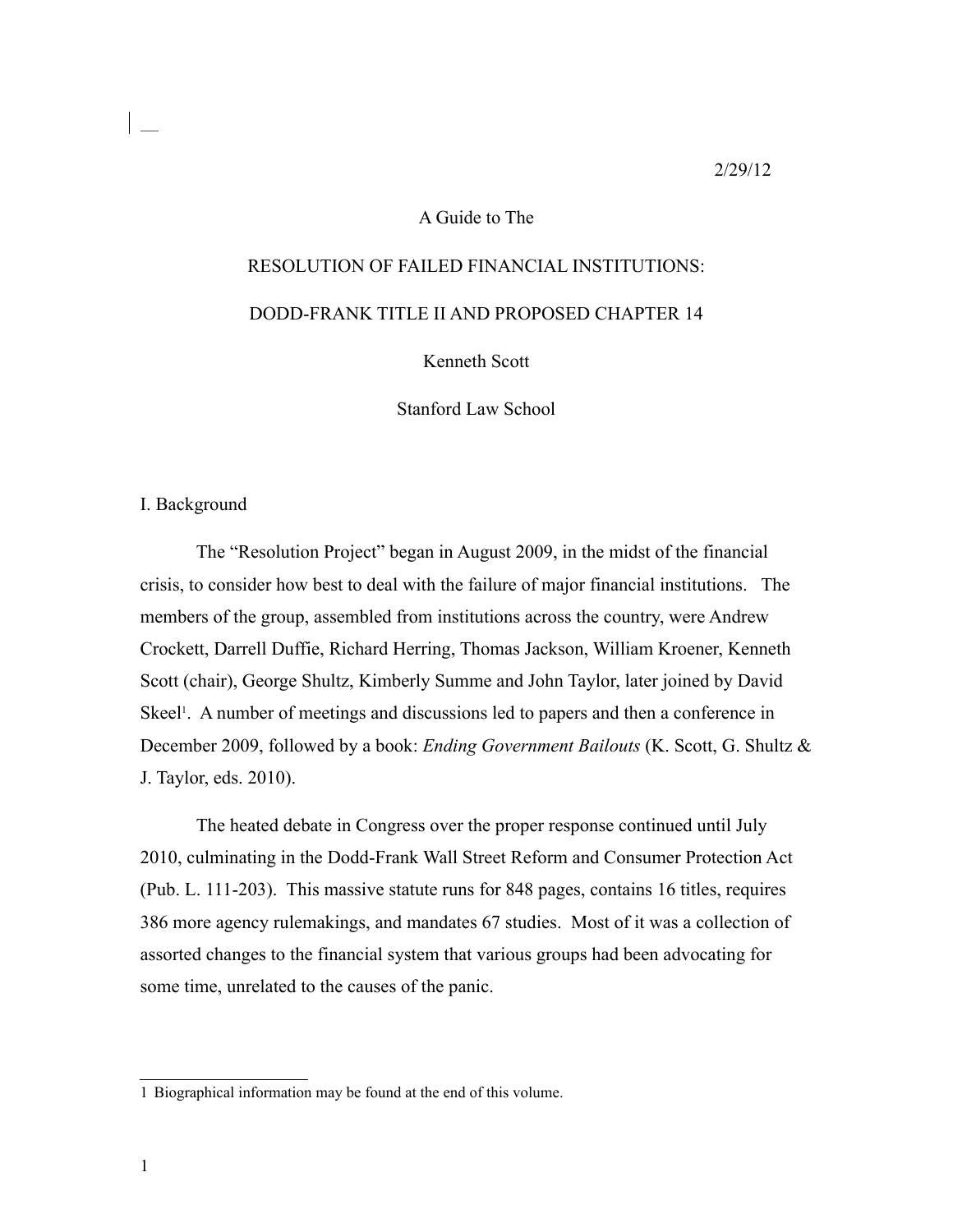2/29/12

# A Guide to The RESOLUTION OF FAILED FINANCIAL INSTITUTIONS: DODD-FRANK TITLE II AND PROPOSED CHAPTER 14

Kenneth Scott

Stanford Law School

## I. Background

The "Resolution Project" began in August 2009, in the midst of the financial crisis, to consider how best to deal with the failure of major financial institutions. The members of the group, assembled from institutions across the country, were Andrew Crockett, Darrell Duffie, Richard Herring, Thomas Jackson, William Kroener, Kenneth Scott (chair), George Shultz, Kimberly Summe and John Taylor, later joined by David Skeel[1]. A number of meetings and discussions led to papers and then a conference in December 2009, followed by a book: *Ending Government Bailouts* (K. Scott, G. Shultz & J. Taylor, eds. 2010).

The heated debate in Congress over the proper response continued until July 2010, culminating in the Dodd-Frank Wall Street Reform and Consumer Protection Act (Pub. L. 111-203). This massive statute runs for 848 pages, contains 16 titles, requires 386 more agency rulemakings, and mandates 67 studies. Most of it was a collection of assorted changes to the financial system that various groups had been advocating for some time, unrelated to the causes of the panic.

---

[1] Biographical information may be found at the end of this volume.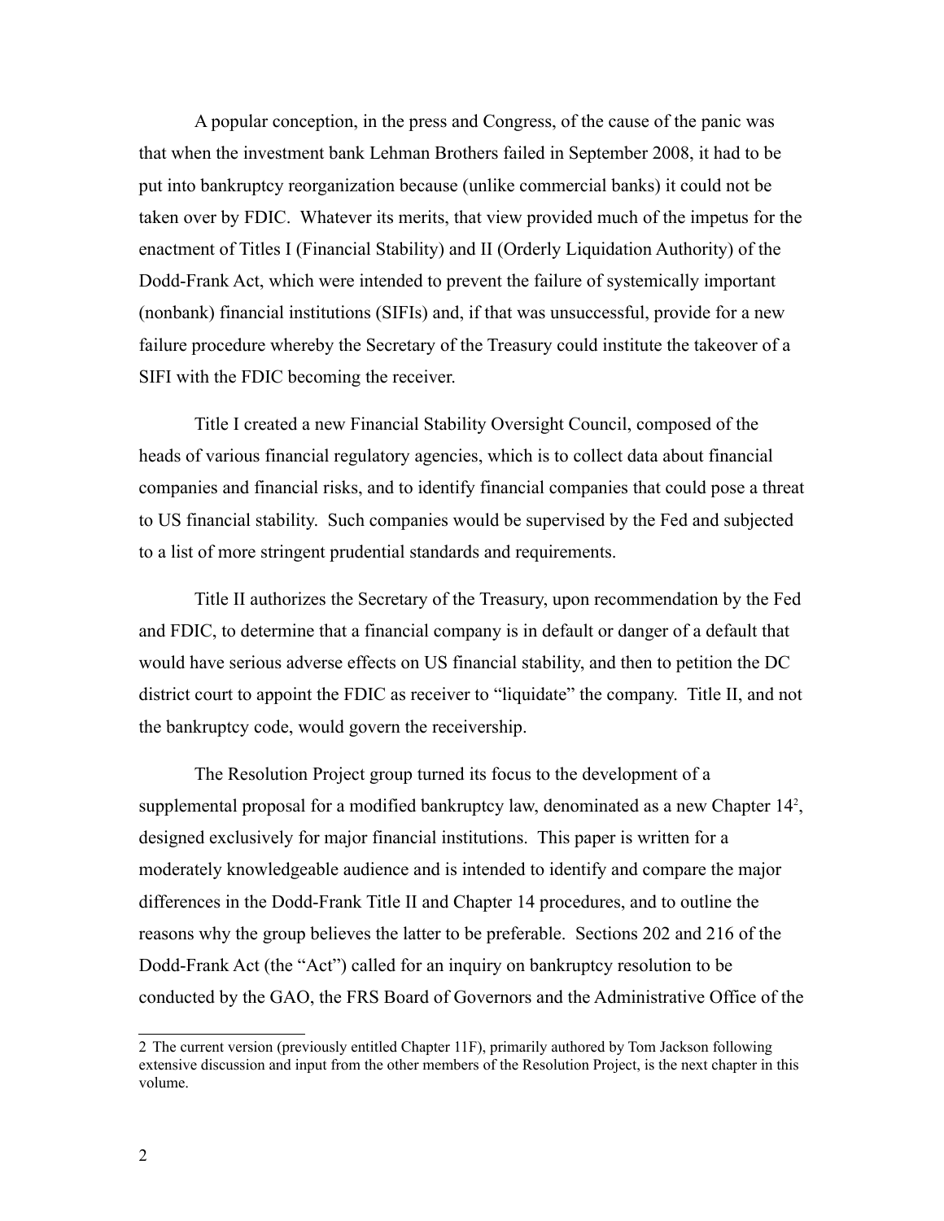A popular conception, in the press and Congress, of the cause of the panic was that when the investment bank Lehman Brothers failed in September 2008, it had to be put into bankruptcy reorganization because (unlike commercial banks) it could not be taken over by FDIC. Whatever its merits, that view provided much of the impetus for the enactment of Titles I (Financial Stability) and II (Orderly Liquidation Authority) of the Dodd-Frank Act, which were intended to prevent the failure of systemically important (nonbank) financial institutions (SIFIs) and, if that was unsuccessful, provide for a new failure procedure whereby the Secretary of the Treasury could institute the takeover of a SIFI with the FDIC becoming the receiver.

Title I created a new Financial Stability Oversight Council, composed of the heads of various financial regulatory agencies, which is to collect data about financial companies and financial risks, and to identify financial companies that could pose a threat to US financial stability. Such companies would be supervised by the Fed and subjected to a list of more stringent prudential standards and requirements.

Title II authorizes the Secretary of the Treasury, upon recommendation by the Fed and FDIC, to determine that a financial company is in default or danger of a default that would have serious adverse effects on US financial stability, and then to petition the DC district court to appoint the FDIC as receiver to "liquidate" the company. Title II, and not the bankruptcy code, would govern the receivership.

The Resolution Project group turned its focus to the development of a supplemental proposal for a modified bankruptcy law, denominated as a new Chapter 14[2], designed exclusively for major financial institutions. This paper is written for a moderately knowledgeable audience and is intended to identify and compare the major differences in the Dodd-Frank Title II and Chapter 14 procedures, and to outline the reasons why the group believes the latter to be preferable. Sections 202 and 216 of the Dodd-Frank Act (the "Act") called for an inquiry on bankruptcy resolution to be conducted by the GAO, the FRS Board of Governors and the Administrative Office of the

---

2 The current version (previously entitled Chapter 11F), primarily authored by Tom Jackson following extensive discussion and input from the other members of the Resolution Project, is the next chapter in this volume.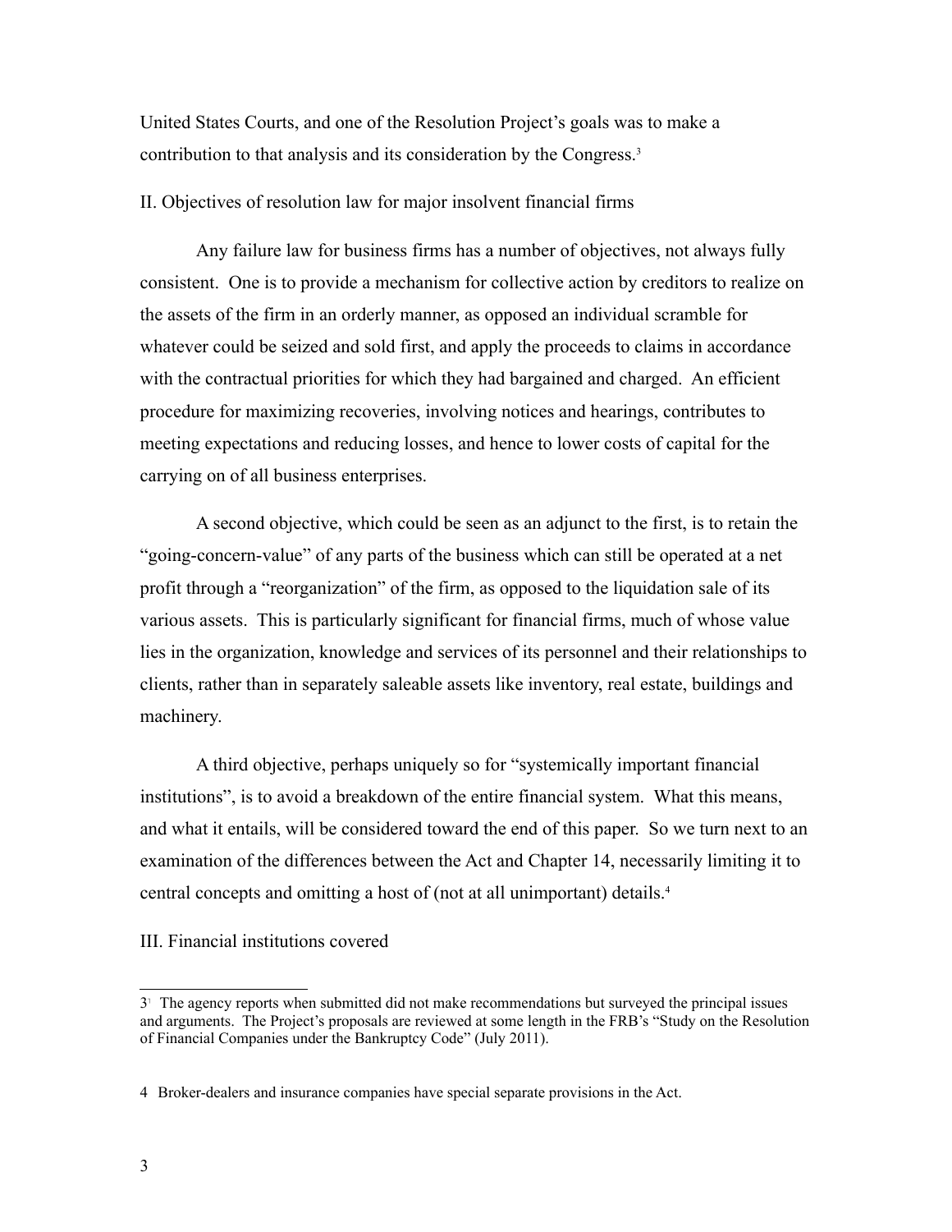United States Courts, and one of the Resolution Project's goals was to make a contribution to that analysis and its consideration by the Congress.[3]

## II. Objectives of resolution law for major insolvent financial firms

Any failure law for business firms has a number of objectives, not always fully consistent. One is to provide a mechanism for collective action by creditors to realize on the assets of the firm in an orderly manner, as opposed an individual scramble for whatever could be seized and sold first, and apply the proceeds to claims in accordance with the contractual priorities for which they had bargained and charged. An efficient procedure for maximizing recoveries, involving notices and hearings, contributes to meeting expectations and reducing losses, and hence to lower costs of capital for the carrying on of all business enterprises.

A second objective, which could be seen as an adjunct to the first, is to retain the "going-concern-value" of any parts of the business which can still be operated at a net profit through a "reorganization" of the firm, as opposed to the liquidation sale of its various assets. This is particularly significant for financial firms, much of whose value lies in the organization, knowledge and services of its personnel and their relationships to clients, rather than in separately saleable assets like inventory, real estate, buildings and machinery.

A third objective, perhaps uniquely so for "systemically important financial institutions", is to avoid a breakdown of the entire financial system. What this means, and what it entails, will be considered toward the end of this paper. So we turn next to an examination of the differences between the Act and Chapter 14, necessarily limiting it to central concepts and omitting a host of (not at all unimportant) details.[4]

## III. Financial institutions covered

---

[3] The agency reports when submitted did not make recommendations but surveyed the principal issues and arguments. The Project's proposals are reviewed at some length in the FRB's "Study on the Resolution of Financial Companies under the Bankruptcy Code" (July 2011).

[4] Broker-dealers and insurance companies have special separate provisions in the Act.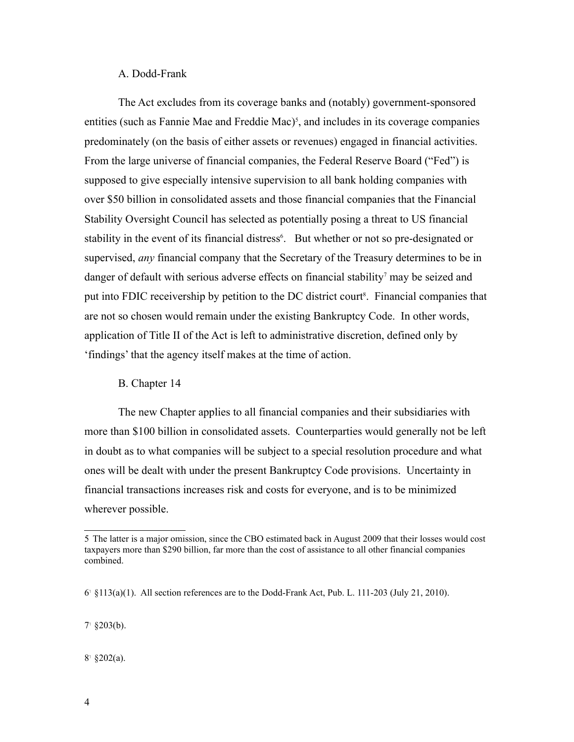### A. Dodd-Frank

The Act excludes from its coverage banks and (notably) government-sponsored entities (such as Fannie Mae and Freddie Mac)[5], and includes in its coverage companies predominately (on the basis of either assets or revenues) engaged in financial activities. From the large universe of financial companies, the Federal Reserve Board ("Fed") is supposed to give especially intensive supervision to all bank holding companies with over $50 billion in consolidated assets and those financial companies that the Financial Stability Oversight Council has selected as potentially posing a threat to US financial stability in the event of its financial distress[6]. But whether or not so pre-designated or supervised, *any* financial company that the Secretary of the Treasury determines to be in danger of default with serious adverse effects on financial stability[7] may be seized and put into FDIC receivership by petition to the DC district court[8]. Financial companies that are not so chosen would remain under the existing Bankruptcy Code. In other words, application of Title II of the Act is left to administrative discretion, defined only by 'findings' that the agency itself makes at the time of action.

### B. Chapter 14

The new Chapter applies to all financial companies and their subsidiaries with more than $100 billion in consolidated assets. Counterparties would generally not be left in doubt as to what companies will be subject to a special resolution procedure and what ones will be dealt with under the present Bankruptcy Code provisions. Uncertainty in financial transactions increases risk and costs for everyone, and is to be minimized wherever possible.

---

5 The latter is a major omission, since the CBO estimated back in August 2009 that their losses would cost taxpayers more than $290 billion, far more than the cost of assistance to all other financial companies combined.

6 §113(a)(1). All section references are to the Dodd-Frank Act, Pub. L. 111-203 (July 21, 2010).

7 §203(b).

8 §202(a).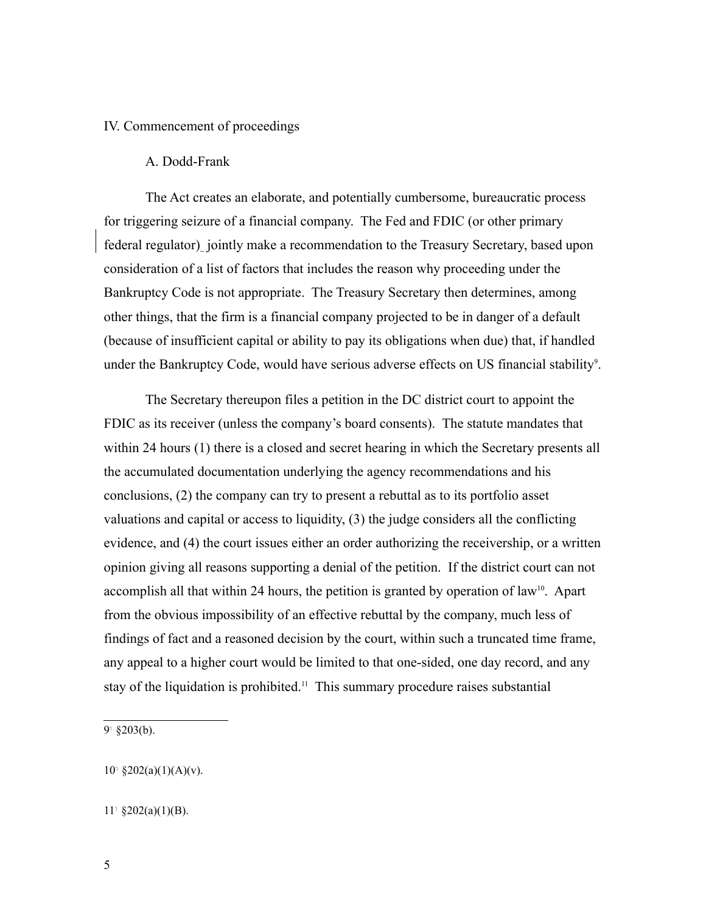IV. Commencement of proceedings

A. Dodd-Frank

The Act creates an elaborate, and potentially cumbersome, bureaucratic process for triggering seizure of a financial company. The Fed and FDIC (or other primary federal regulator) jointly make a recommendation to the Treasury Secretary, based upon consideration of a list of factors that includes the reason why proceeding under the Bankruptcy Code is not appropriate. The Treasury Secretary then determines, among other things, that the firm is a financial company projected to be in danger of a default (because of insufficient capital or ability to pay its obligations when due) that, if handled under the Bankruptcy Code, would have serious adverse effects on US financial stability[9].

The Secretary thereupon files a petition in the DC district court to appoint the FDIC as its receiver (unless the company's board consents). The statute mandates that within 24 hours (1) there is a closed and secret hearing in which the Secretary presents all the accumulated documentation underlying the agency recommendations and his conclusions, (2) the company can try to present a rebuttal as to its portfolio asset valuations and capital or access to liquidity, (3) the judge considers all the conflicting evidence, and (4) the court issues either an order authorizing the receivership, or a written opinion giving all reasons supporting a denial of the petition. If the district court can not accomplish all that within 24 hours, the petition is granted by operation of law[10]. Apart from the obvious impossibility of an effective rebuttal by the company, much less of findings of fact and a reasoned decision by the court, within such a truncated time frame, any appeal to a higher court would be limited to that one-sided, one day record, and any stay of the liquidation is prohibited.[11] This summary procedure raises substantial

---

[9] §203(b).

[10] §202(a)(1)(A)(v).

[11] §202(a)(1)(B).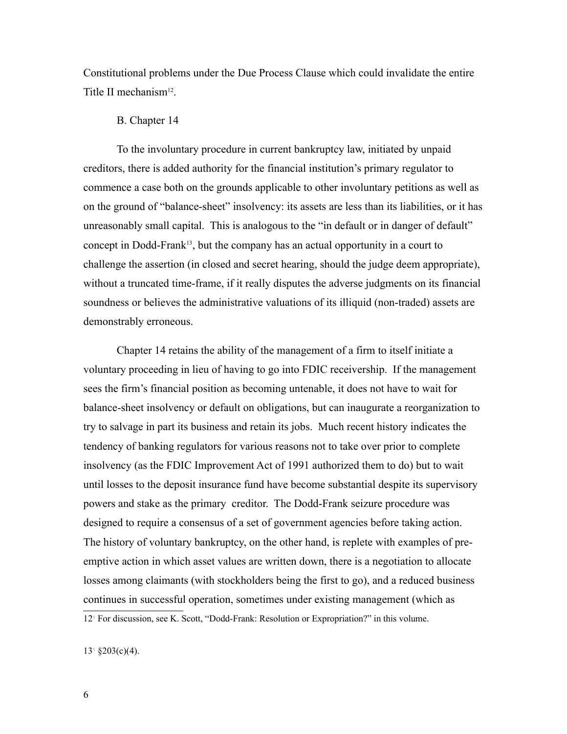Constitutional problems under the Due Process Clause which could invalidate the entire Title II mechanism[12].

B. Chapter 14

To the involuntary procedure in current bankruptcy law, initiated by unpaid creditors, there is added authority for the financial institution's primary regulator to commence a case both on the grounds applicable to other involuntary petitions as well as on the ground of "balance-sheet" insolvency: its assets are less than its liabilities, or it has unreasonably small capital. This is analogous to the "in default or in danger of default" concept in Dodd-Frank[13], but the company has an actual opportunity in a court to challenge the assertion (in closed and secret hearing, should the judge deem appropriate), without a truncated time-frame, if it really disputes the adverse judgments on its financial soundness or believes the administrative valuations of its illiquid (non-traded) assets are demonstrably erroneous.

Chapter 14 retains the ability of the management of a firm to itself initiate a voluntary proceeding in lieu of having to go into FDIC receivership. If the management sees the firm's financial position as becoming untenable, it does not have to wait for balance-sheet insolvency or default on obligations, but can inaugurate a reorganization to try to salvage in part its business and retain its jobs. Much recent history indicates the tendency of banking regulators for various reasons not to take over prior to complete insolvency (as the FDIC Improvement Act of 1991 authorized them to do) but to wait until losses to the deposit insurance fund have become substantial despite its supervisory powers and stake as the primary creditor. The Dodd-Frank seizure procedure was designed to require a consensus of a set of government agencies before taking action. The history of voluntary bankruptcy, on the other hand, is replete with examples of pre-emptive action in which asset values are written down, there is a negotiation to allocate losses among claimants (with stockholders being the first to go), and a reduced business continues in successful operation, sometimes under existing management (which as

[12] For discussion, see K. Scott, "Dodd-Frank: Resolution or Expropriation?" in this volume.

[13] §203(c)(4).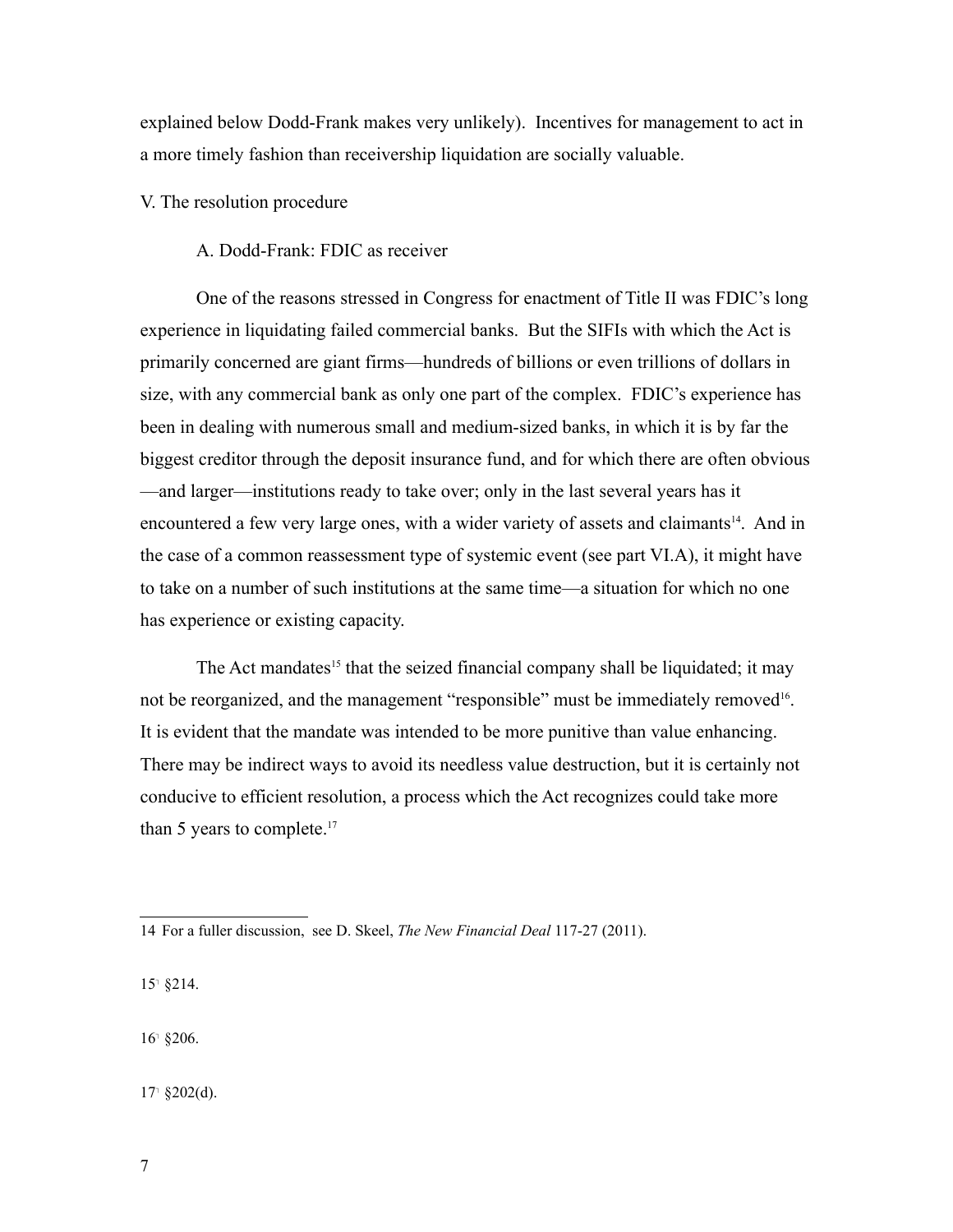explained below Dodd-Frank makes very unlikely). Incentives for management to act in a more timely fashion than receivership liquidation are socially valuable.

## V. The resolution procedure

### A. Dodd-Frank: FDIC as receiver

One of the reasons stressed in Congress for enactment of Title II was FDIC's long experience in liquidating failed commercial banks. But the SIFIs with which the Act is primarily concerned are giant firms—hundreds of billions or even trillions of dollars in size, with any commercial bank as only one part of the complex. FDIC's experience has been in dealing with numerous small and medium-sized banks, in which it is by far the biggest creditor through the deposit insurance fund, and for which there are often obvious—and larger—institutions ready to take over; only in the last several years has it encountered a few very large ones, with a wider variety of assets and claimants[14]. And in the case of a common reassessment type of systemic event (see part VI.A), it might have to take on a number of such institutions at the same time—a situation for which no one has experience or existing capacity.

The Act mandates[15] that the seized financial company shall be liquidated; it may not be reorganized, and the management "responsible" must be immediately removed[16]. It is evident that the mandate was intended to be more punitive than value enhancing. There may be indirect ways to avoid its needless value destruction, but it is certainly not conducive to efficient resolution, a process which the Act recognizes could take more than 5 years to complete.[17]

---

14 For a fuller discussion, see D. Skeel, *The New Financial Deal* 117-27 (2011).

15 §214.

16 §206.

17 §202(d).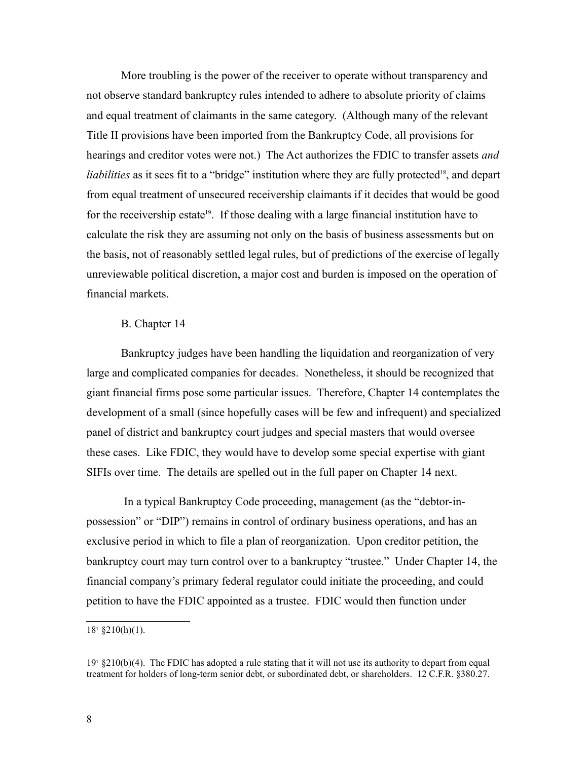More troubling is the power of the receiver to operate without transparency and not observe standard bankruptcy rules intended to adhere to absolute priority of claims and equal treatment of claimants in the same category. (Although many of the relevant Title II provisions have been imported from the Bankruptcy Code, all provisions for hearings and creditor votes were not.) The Act authorizes the FDIC to transfer assets *and liabilities* as it sees fit to a "bridge" institution where they are fully protected[18], and depart from equal treatment of unsecured receivership claimants if it decides that would be good for the receivership estate[19]. If those dealing with a large financial institution have to calculate the risk they are assuming not only on the basis of business assessments but on the basis, not of reasonably settled legal rules, but of predictions of the exercise of legally unreviewable political discretion, a major cost and burden is imposed on the operation of financial markets.

B. Chapter 14

Bankruptcy judges have been handling the liquidation and reorganization of very large and complicated companies for decades. Nonetheless, it should be recognized that giant financial firms pose some particular issues. Therefore, Chapter 14 contemplates the development of a small (since hopefully cases will be few and infrequent) and specialized panel of district and bankruptcy court judges and special masters that would oversee these cases. Like FDIC, they would have to develop some special expertise with giant SIFIs over time. The details are spelled out in the full paper on Chapter 14 next.

In a typical Bankruptcy Code proceeding, management (as the "debtor-in-possession" or "DIP") remains in control of ordinary business operations, and has an exclusive period in which to file a plan of reorganization. Upon creditor petition, the bankruptcy court may turn control over to a bankruptcy "trustee." Under Chapter 14, the financial company's primary federal regulator could initiate the proceeding, and could petition to have the FDIC appointed as a trustee. FDIC would then function under

---

[18] §210(h)(1).

[19] §210(b)(4). The FDIC has adopted a rule stating that it will not use its authority to depart from equal treatment for holders of long-term senior debt, or subordinated debt, or shareholders. 12 C.F.R. §380.27.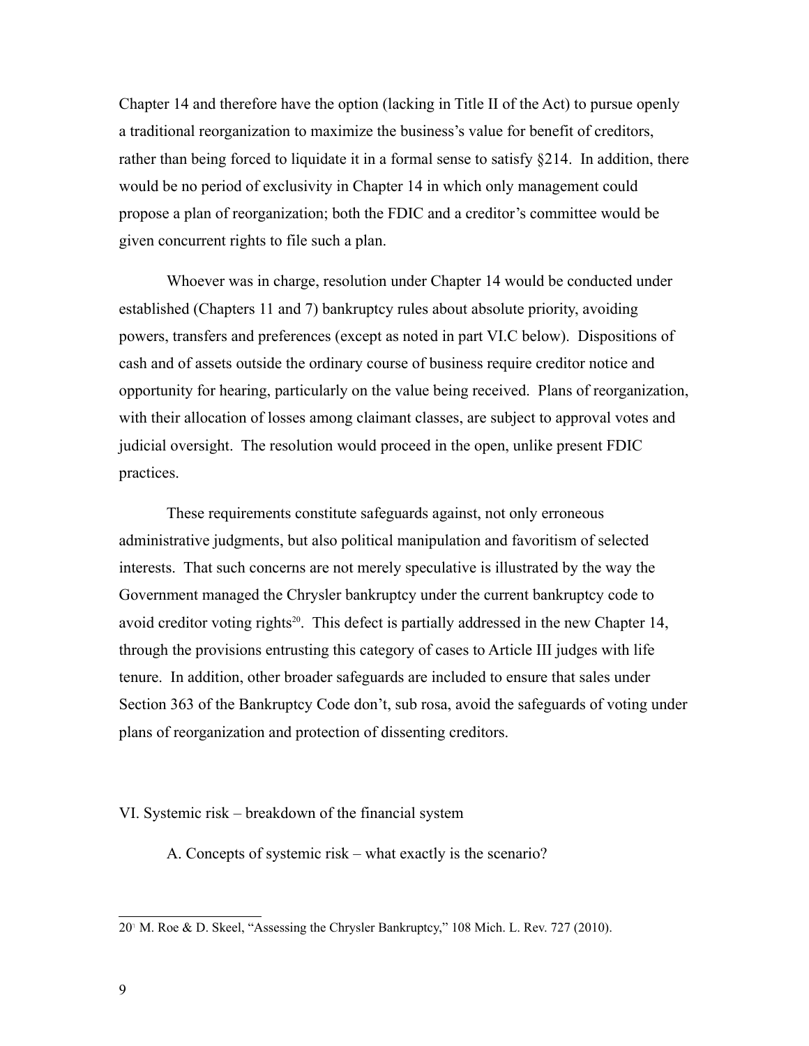Chapter 14 and therefore have the option (lacking in Title II of the Act) to pursue openly a traditional reorganization to maximize the business's value for benefit of creditors, rather than being forced to liquidate it in a formal sense to satisfy §214. In addition, there would be no period of exclusivity in Chapter 14 in which only management could propose a plan of reorganization; both the FDIC and a creditor's committee would be given concurrent rights to file such a plan.

Whoever was in charge, resolution under Chapter 14 would be conducted under established (Chapters 11 and 7) bankruptcy rules about absolute priority, avoiding powers, transfers and preferences (except as noted in part VI.C below). Dispositions of cash and of assets outside the ordinary course of business require creditor notice and opportunity for hearing, particularly on the value being received. Plans of reorganization, with their allocation of losses among claimant classes, are subject to approval votes and judicial oversight. The resolution would proceed in the open, unlike present FDIC practices.

These requirements constitute safeguards against, not only erroneous administrative judgments, but also political manipulation and favoritism of selected interests. That such concerns are not merely speculative is illustrated by the way the Government managed the Chrysler bankruptcy under the current bankruptcy code to avoid creditor voting rights[20]. This defect is partially addressed in the new Chapter 14, through the provisions entrusting this category of cases to Article III judges with life tenure. In addition, other broader safeguards are included to ensure that sales under Section 363 of the Bankruptcy Code don't, sub rosa, avoid the safeguards of voting under plans of reorganization and protection of dissenting creditors.

## VI. Systemic risk – breakdown of the financial system

### A. Concepts of systemic risk – what exactly is the scenario?

---

20 M. Roe & D. Skeel, "Assessing the Chrysler Bankruptcy," 108 Mich. L. Rev. 727 (2010).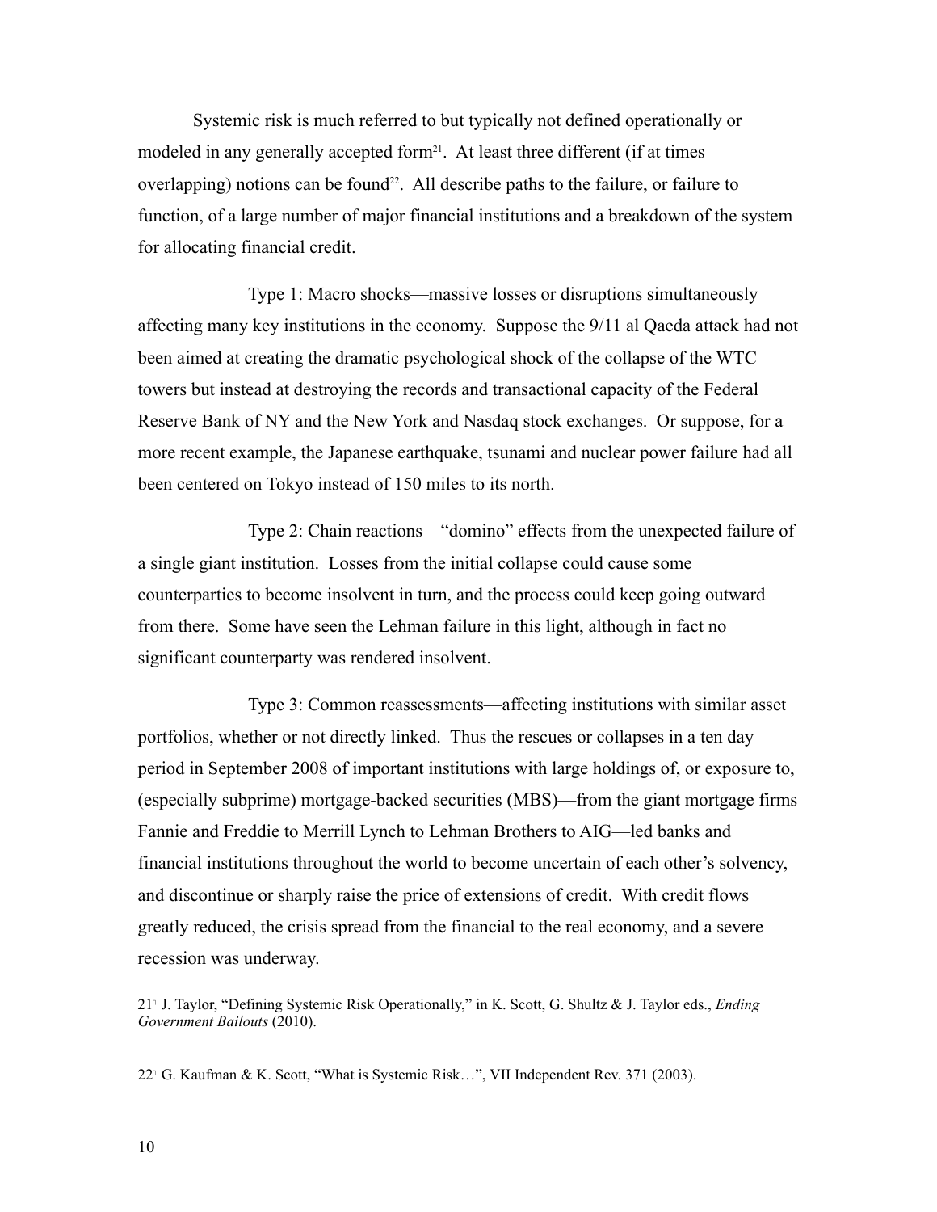Systemic risk is much referred to but typically not defined operationally or modeled in any generally accepted form[21]. At least three different (if at times overlapping) notions can be found[22]. All describe paths to the failure, or failure to function, of a large number of major financial institutions and a breakdown of the system for allocating financial credit.

Type 1: Macro shocks—massive losses or disruptions simultaneously affecting many key institutions in the economy. Suppose the 9/11 al Qaeda attack had not been aimed at creating the dramatic psychological shock of the collapse of the WTC towers but instead at destroying the records and transactional capacity of the Federal Reserve Bank of NY and the New York and Nasdaq stock exchanges. Or suppose, for a more recent example, the Japanese earthquake, tsunami and nuclear power failure had all been centered on Tokyo instead of 150 miles to its north.

Type 2: Chain reactions—"domino" effects from the unexpected failure of a single giant institution. Losses from the initial collapse could cause some counterparties to become insolvent in turn, and the process could keep going outward from there. Some have seen the Lehman failure in this light, although in fact no significant counterparty was rendered insolvent.

Type 3: Common reassessments—affecting institutions with similar asset portfolios, whether or not directly linked. Thus the rescues or collapses in a ten day period in September 2008 of important institutions with large holdings of, or exposure to, (especially subprime) mortgage-backed securities (MBS)—from the giant mortgage firms Fannie and Freddie to Merrill Lynch to Lehman Brothers to AIG—led banks and financial institutions throughout the world to become uncertain of each other's solvency, and discontinue or sharply raise the price of extensions of credit. With credit flows greatly reduced, the crisis spread from the financial to the real economy, and a severe recession was underway.

---

[21] J. Taylor, "Defining Systemic Risk Operationally," in K. Scott, G. Shultz & J. Taylor eds., *Ending Government Bailouts* (2010).

[22] G. Kaufman & K. Scott, "What is Systemic Risk…", VII Independent Rev. 371 (2003).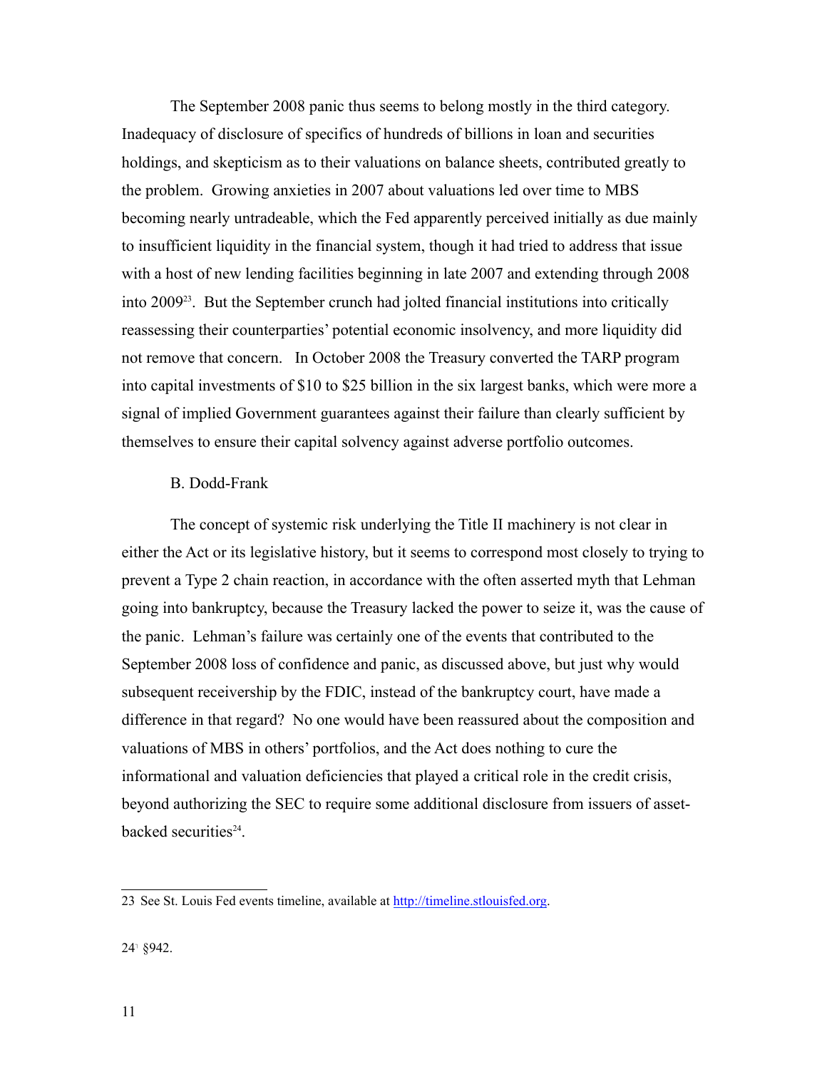The September 2008 panic thus seems to belong mostly in the third category. Inadequacy of disclosure of specifics of hundreds of billions in loan and securities holdings, and skepticism as to their valuations on balance sheets, contributed greatly to the problem. Growing anxieties in 2007 about valuations led over time to MBS becoming nearly untradeable, which the Fed apparently perceived initially as due mainly to insufficient liquidity in the financial system, though it had tried to address that issue with a host of new lending facilities beginning in late 2007 and extending through 2008 into 2009[23]. But the September crunch had jolted financial institutions into critically reassessing their counterparties' potential economic insolvency, and more liquidity did not remove that concern. In October 2008 the Treasury converted the TARP program into capital investments of $10 to $25 billion in the six largest banks, which were more a signal of implied Government guarantees against their failure than clearly sufficient by themselves to ensure their capital solvency against adverse portfolio outcomes.

B. Dodd-Frank

The concept of systemic risk underlying the Title II machinery is not clear in either the Act or its legislative history, but it seems to correspond most closely to trying to prevent a Type 2 chain reaction, in accordance with the often asserted myth that Lehman going into bankruptcy, because the Treasury lacked the power to seize it, was the cause of the panic. Lehman's failure was certainly one of the events that contributed to the September 2008 loss of confidence and panic, as discussed above, but just why would subsequent receivership by the FDIC, instead of the bankruptcy court, have made a difference in that regard? No one would have been reassured about the composition and valuations of MBS in others' portfolios, and the Act does nothing to cure the informational and valuation deficiencies that played a critical role in the credit crisis, beyond authorizing the SEC to require some additional disclosure from issuers of asset-backed securities[24].

---

23 See St. Louis Fed events timeline, available at http://timeline.stlouisfed.org.

24 §942.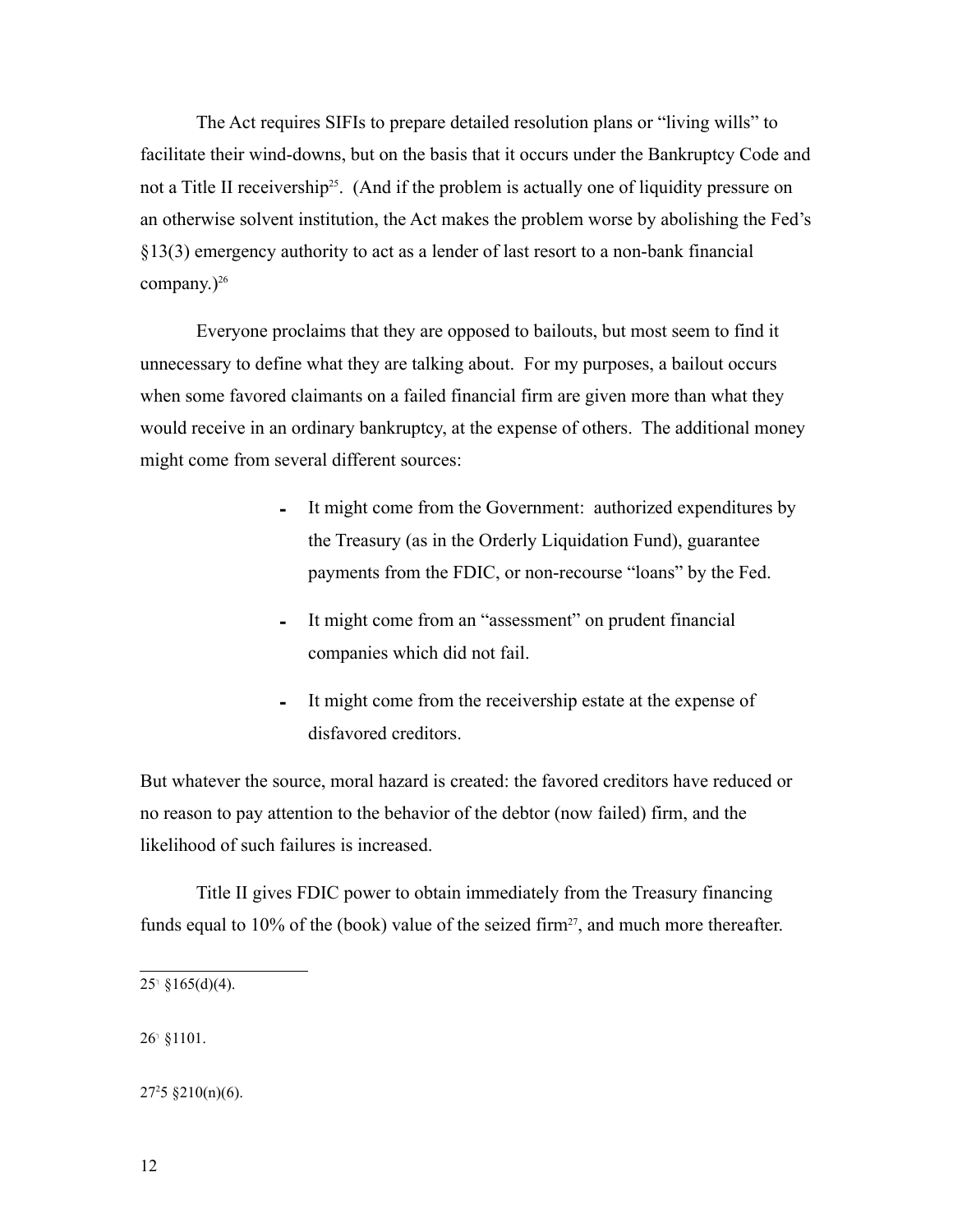The Act requires SIFIs to prepare detailed resolution plans or "living wills" to facilitate their wind-downs, but on the basis that it occurs under the Bankruptcy Code and not a Title II receivership[25]. (And if the problem is actually one of liquidity pressure on an otherwise solvent institution, the Act makes the problem worse by abolishing the Fed's §13(3) emergency authority to act as a lender of last resort to a non-bank financial company.)[26]

Everyone proclaims that they are opposed to bailouts, but most seem to find it unnecessary to define what they are talking about. For my purposes, a bailout occurs when some favored claimants on a failed financial firm are given more than what they would receive in an ordinary bankruptcy, at the expense of others. The additional money might come from several different sources:

- It might come from the Government: authorized expenditures by the Treasury (as in the Orderly Liquidation Fund), guarantee payments from the FDIC, or non-recourse "loans" by the Fed.
- It might come from an "assessment" on prudent financial companies which did not fail.
- It might come from the receivership estate at the expense of disfavored creditors.

But whatever the source, moral hazard is created: the favored creditors have reduced or no reason to pay attention to the behavior of the debtor (now failed) firm, and the likelihood of such failures is increased.

Title II gives FDIC power to obtain immediately from the Treasury financing funds equal to 10% of the (book) value of the seized firm[27], and much more thereafter.

---

25 §165(d)(4).

26 §1101.

27 §210(n)(6).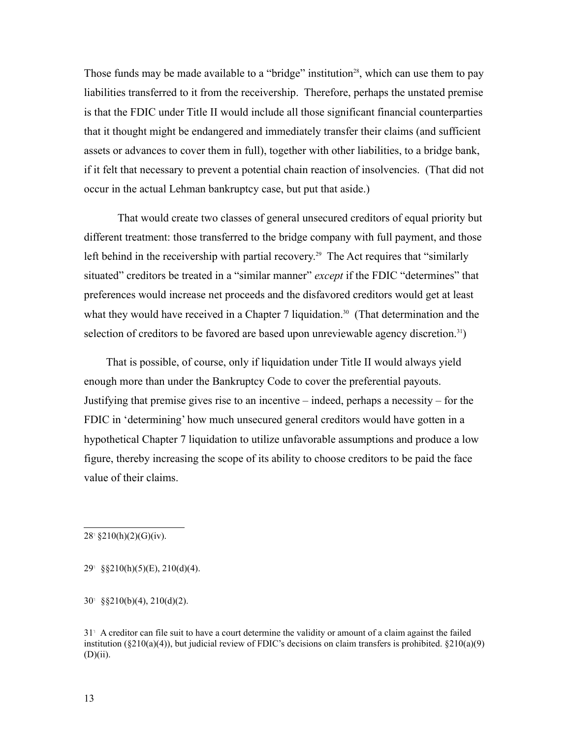Those funds may be made available to a "bridge" institution[28], which can use them to pay liabilities transferred to it from the receivership. Therefore, perhaps the unstated premise is that the FDIC under Title II would include all those significant financial counterparties that it thought might be endangered and immediately transfer their claims (and sufficient assets or advances to cover them in full), together with other liabilities, to a bridge bank, if it felt that necessary to prevent a potential chain reaction of insolvencies. (That did not occur in the actual Lehman bankruptcy case, but put that aside.)

That would create two classes of general unsecured creditors of equal priority but different treatment: those transferred to the bridge company with full payment, and those left behind in the receivership with partial recovery.[29] The Act requires that "similarly situated" creditors be treated in a "similar manner" *except* if the FDIC "determines" that preferences would increase net proceeds and the disfavored creditors would get at least what they would have received in a Chapter 7 liquidation.[30] (That determination and the selection of creditors to be favored are based upon unreviewable agency discretion.[31])

That is possible, of course, only if liquidation under Title II would always yield enough more than under the Bankruptcy Code to cover the preferential payouts. Justifying that premise gives rise to an incentive – indeed, perhaps a necessity – for the FDIC in 'determining' how much unsecured general creditors would have gotten in a hypothetical Chapter 7 liquidation to utilize unfavorable assumptions and produce a low figure, thereby increasing the scope of its ability to choose creditors to be paid the face value of their claims.

---

[28] §210(h)(2)(G)(iv).

[29] §§210(h)(5)(E), 210(d)(4).

[30] §§210(b)(4), 210(d)(2).

[31] A creditor can file suit to have a court determine the validity or amount of a claim against the failed institution (§210(a)(4)), but judicial review of FDIC's decisions on claim transfers is prohibited. §210(a)(9)(D)(ii).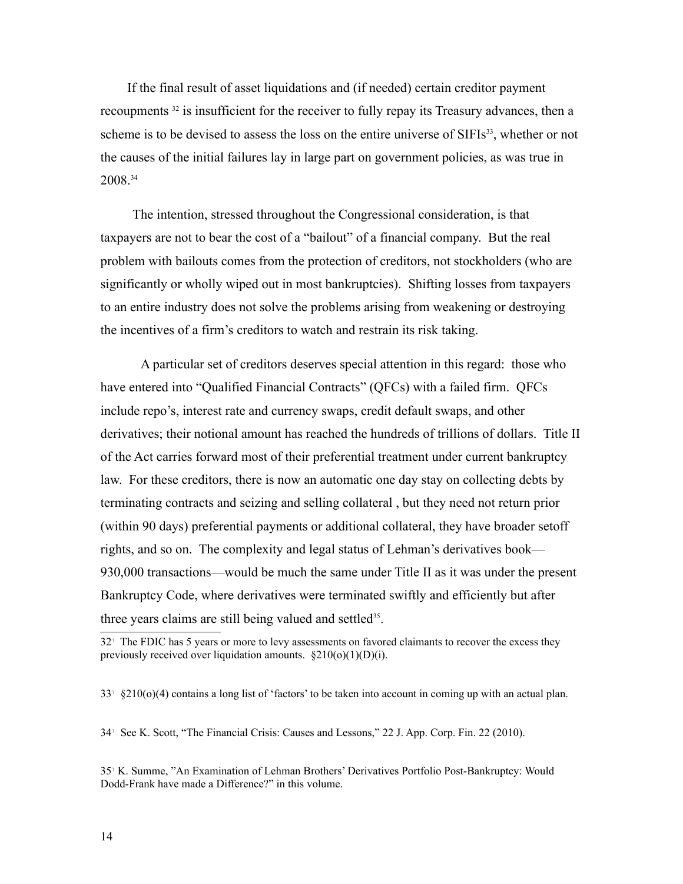If the final result of asset liquidations and (if needed) certain creditor payment recoupments [32] is insufficient for the receiver to fully repay its Treasury advances, then a scheme is to be devised to assess the loss on the entire universe of SIFIs[33], whether or not the causes of the initial failures lay in large part on government policies, as was true in 2008.[34]

The intention, stressed throughout the Congressional consideration, is that taxpayers are not to bear the cost of a "bailout" of a financial company. But the real problem with bailouts comes from the protection of creditors, not stockholders (who are significantly or wholly wiped out in most bankruptcies). Shifting losses from taxpayers to an entire industry does not solve the problems arising from weakening or destroying the incentives of a firm's creditors to watch and restrain its risk taking.

A particular set of creditors deserves special attention in this regard: those who have entered into "Qualified Financial Contracts" (QFCs) with a failed firm. QFCs include repo's, interest rate and currency swaps, credit default swaps, and other derivatives; their notional amount has reached the hundreds of trillions of dollars. Title II of the Act carries forward most of their preferential treatment under current bankruptcy law. For these creditors, there is now an automatic one day stay on collecting debts by terminating contracts and seizing and selling collateral , but they need not return prior (within 90 days) preferential payments or additional collateral, they have broader setoff rights, and so on. The complexity and legal status of Lehman's derivatives book—930,000 transactions—would be much the same under Title II as it was under the present Bankruptcy Code, where derivatives were terminated swiftly and efficiently but after three years claims are still being valued and settled[35].

---

32 The FDIC has 5 years or more to levy assessments on favored claimants to recover the excess they previously received over liquidation amounts. §210(o)(1)(D)(i).

33 §210(o)(4) contains a long list of 'factors' to be taken into account in coming up with an actual plan.

34 See K. Scott, "The Financial Crisis: Causes and Lessons," 22 J. App. Corp. Fin. 22 (2010).

35 K. Summe, "An Examination of Lehman Brothers' Derivatives Portfolio Post-Bankruptcy: Would Dodd-Frank have made a Difference?" in this volume.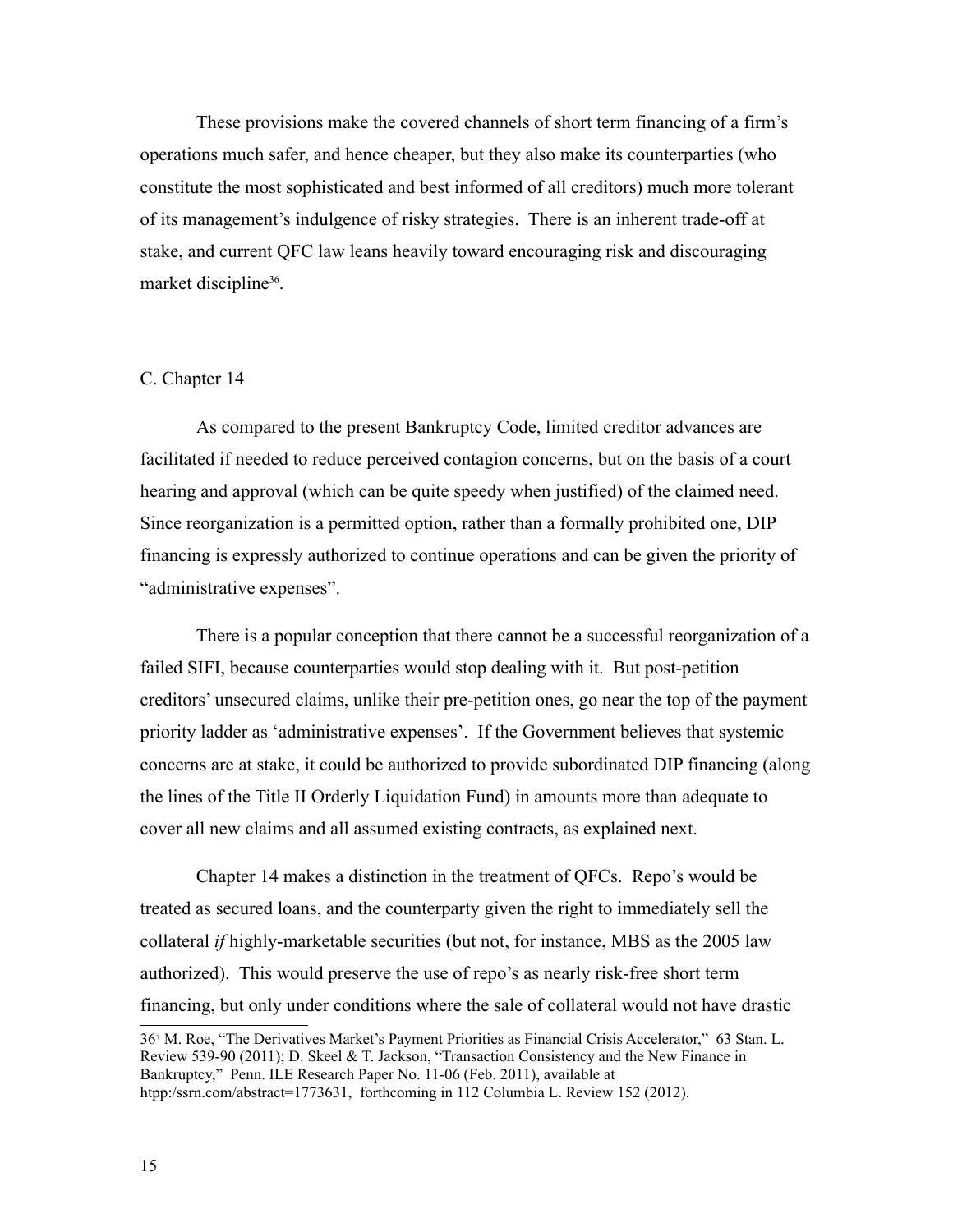These provisions make the covered channels of short term financing of a firm's operations much safer, and hence cheaper, but they also make its counterparties (who constitute the most sophisticated and best informed of all creditors) much more tolerant of its management's indulgence of risky strategies. There is an inherent trade-off at stake, and current QFC law leans heavily toward encouraging risk and discouraging market discipline[36].

C. Chapter 14

As compared to the present Bankruptcy Code, limited creditor advances are facilitated if needed to reduce perceived contagion concerns, but on the basis of a court hearing and approval (which can be quite speedy when justified) of the claimed need. Since reorganization is a permitted option, rather than a formally prohibited one, DIP financing is expressly authorized to continue operations and can be given the priority of "administrative expenses".

There is a popular conception that there cannot be a successful reorganization of a failed SIFI, because counterparties would stop dealing with it. But post-petition creditors' unsecured claims, unlike their pre-petition ones, go near the top of the payment priority ladder as 'administrative expenses'. If the Government believes that systemic concerns are at stake, it could be authorized to provide subordinated DIP financing (along the lines of the Title II Orderly Liquidation Fund) in amounts more than adequate to cover all new claims and all assumed existing contracts, as explained next.

Chapter 14 makes a distinction in the treatment of QFCs. Repo's would be treated as secured loans, and the counterparty given the right to immediately sell the collateral *if* highly-marketable securities (but not, for instance, MBS as the 2005 law authorized). This would preserve the use of repo's as nearly risk-free short term financing, but only under conditions where the sale of collateral would not have drastic

[36] M. Roe, "The Derivatives Market's Payment Priorities as Financial Crisis Accelerator," 63 Stan. L. Review 539-90 (2011); D. Skeel & T. Jackson, "Transaction Consistency and the New Finance in Bankruptcy," Penn. ILE Research Paper No. 11-06 (Feb. 2011), available at htpp:/ssrn.com/abstract=1773631, forthcoming in 112 Columbia L. Review 152 (2012).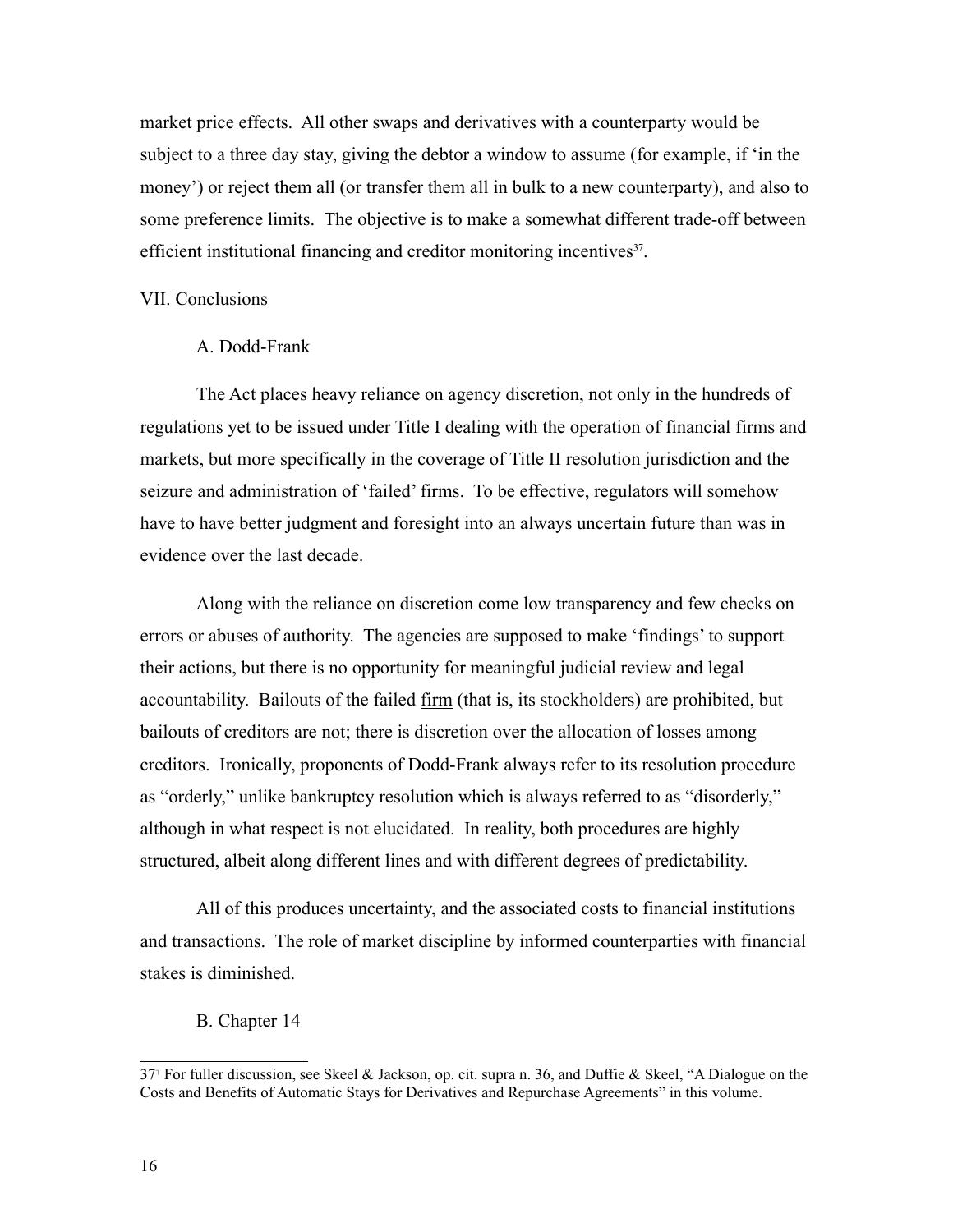market price effects. All other swaps and derivatives with a counterparty would be subject to a three day stay, giving the debtor a window to assume (for example, if 'in the money') or reject them all (or transfer them all in bulk to a new counterparty), and also to some preference limits. The objective is to make a somewhat different trade-off between efficient institutional financing and creditor monitoring incentives[37].

## VII. Conclusions

### A. Dodd-Frank

The Act places heavy reliance on agency discretion, not only in the hundreds of regulations yet to be issued under Title I dealing with the operation of financial firms and markets, but more specifically in the coverage of Title II resolution jurisdiction and the seizure and administration of 'failed' firms. To be effective, regulators will somehow have to have better judgment and foresight into an always uncertain future than was in evidence over the last decade.

Along with the reliance on discretion come low transparency and few checks on errors or abuses of authority. The agencies are supposed to make 'findings' to support their actions, but there is no opportunity for meaningful judicial review and legal accountability. Bailouts of the failed <u>firm</u> (that is, its stockholders) are prohibited, but bailouts of creditors are not; there is discretion over the allocation of losses among creditors. Ironically, proponents of Dodd-Frank always refer to its resolution procedure as "orderly," unlike bankruptcy resolution which is always referred to as "disorderly," although in what respect is not elucidated. In reality, both procedures are highly structured, albeit along different lines and with different degrees of predictability.

All of this produces uncertainty, and the associated costs to financial institutions and transactions. The role of market discipline by informed counterparties with financial stakes is diminished.

### B. Chapter 14

---

[37] For fuller discussion, see Skeel & Jackson, op. cit. supra n. 36, and Duffie & Skeel, "A Dialogue on the Costs and Benefits of Automatic Stays for Derivatives and Repurchase Agreements" in this volume.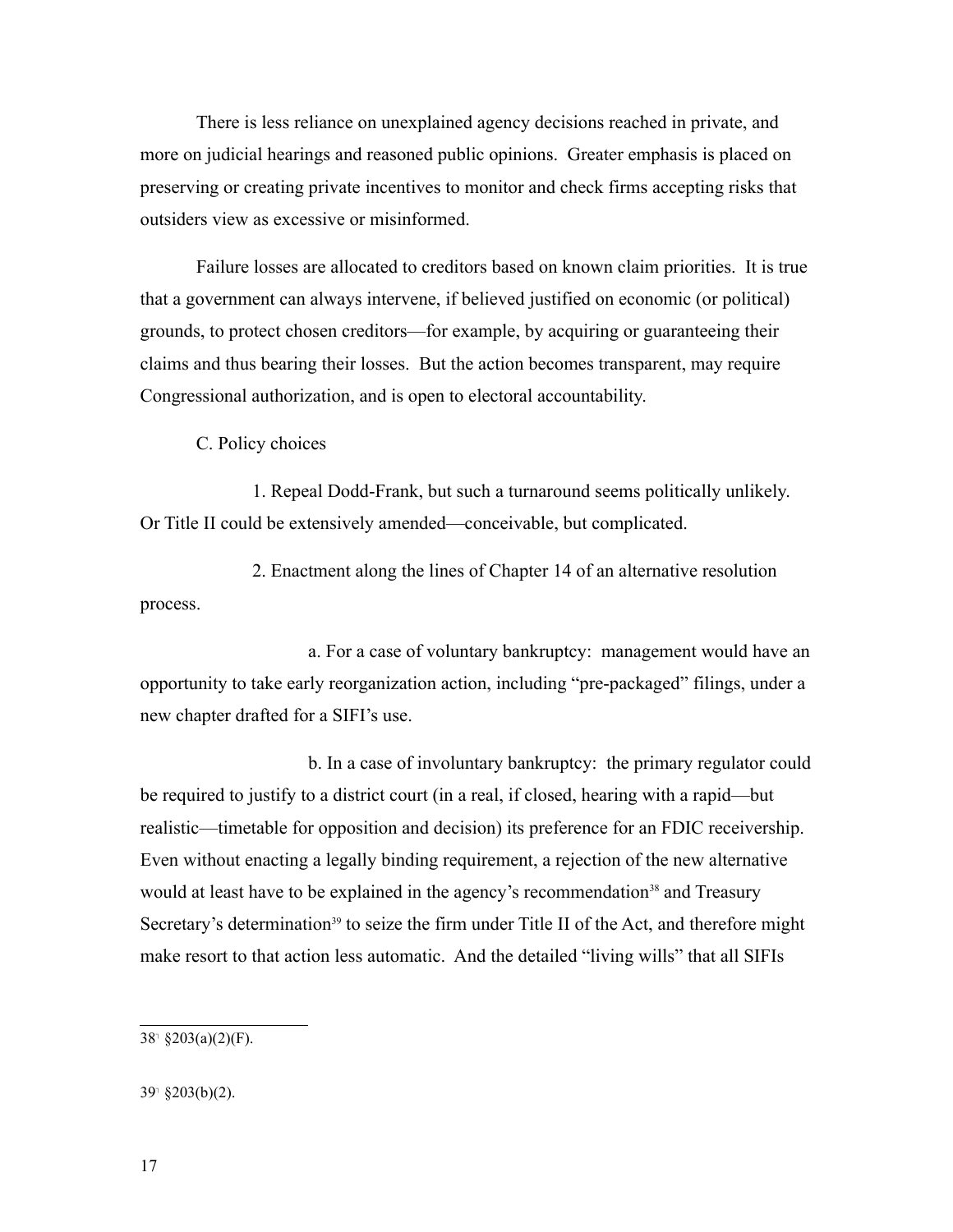There is less reliance on unexplained agency decisions reached in private, and more on judicial hearings and reasoned public opinions. Greater emphasis is placed on preserving or creating private incentives to monitor and check firms accepting risks that outsiders view as excessive or misinformed.

Failure losses are allocated to creditors based on known claim priorities. It is true that a government can always intervene, if believed justified on economic (or political) grounds, to protect chosen creditors—for example, by acquiring or guaranteeing their claims and thus bearing their losses. But the action becomes transparent, may require Congressional authorization, and is open to electoral accountability.

C. Policy choices

1. Repeal Dodd-Frank, but such a turnaround seems politically unlikely. Or Title II could be extensively amended—conceivable, but complicated.

2. Enactment along the lines of Chapter 14 of an alternative resolution process.

a. For a case of voluntary bankruptcy: management would have an opportunity to take early reorganization action, including "pre-packaged" filings, under a new chapter drafted for a SIFI's use.

b. In a case of involuntary bankruptcy: the primary regulator could be required to justify to a district court (in a real, if closed, hearing with a rapid—but realistic—timetable for opposition and decision) its preference for an FDIC receivership. Even without enacting a legally binding requirement, a rejection of the new alternative would at least have to be explained in the agency's recommendation[38] and Treasury Secretary's determination[39] to seize the firm under Title II of the Act, and therefore might make resort to that action less automatic. And the detailed "living wills" that all SIFIs

---

38 §203(a)(2)(F).

39 §203(b)(2).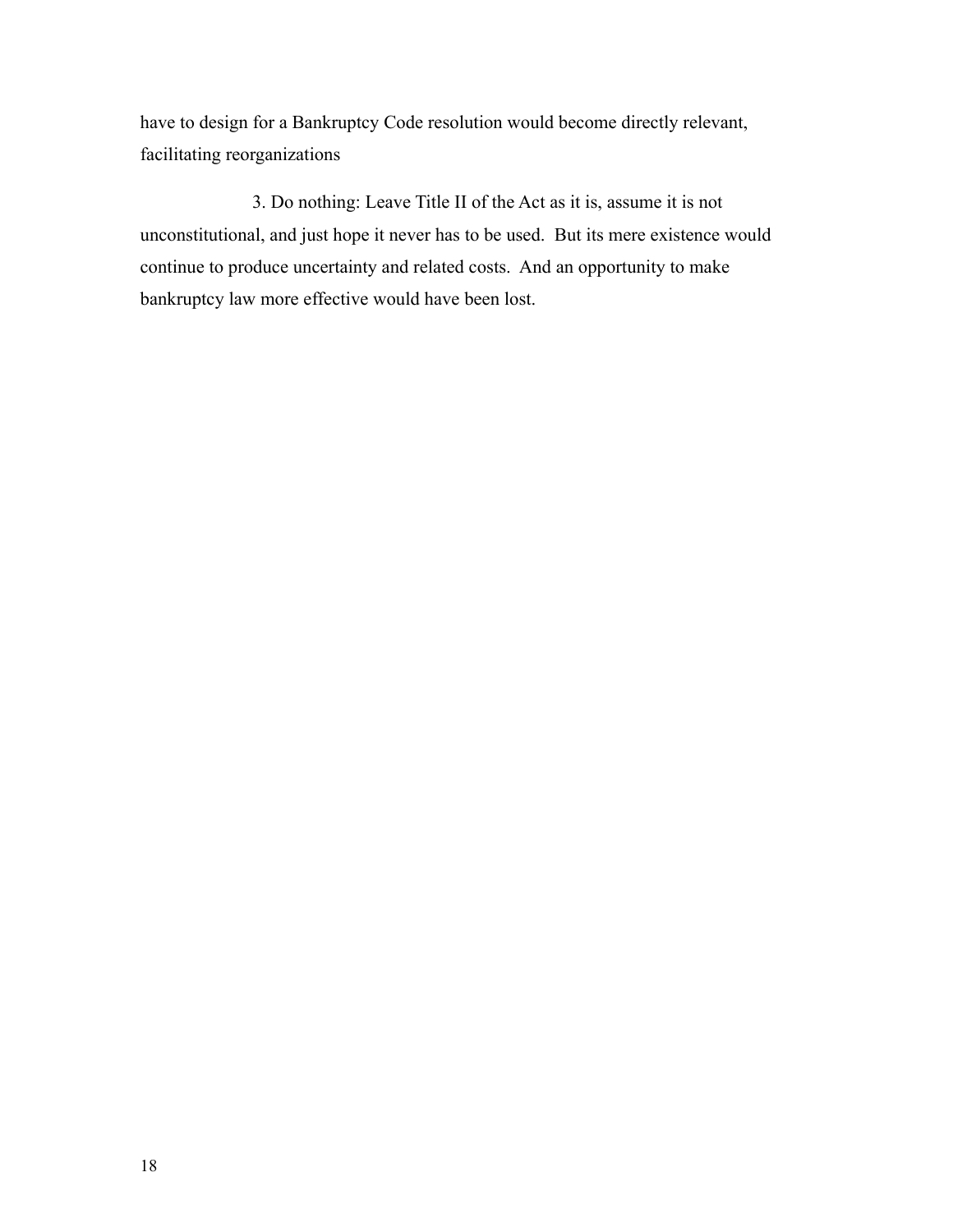have to design for a Bankruptcy Code resolution would become directly relevant, facilitating reorganizations

3. Do nothing: Leave Title II of the Act as it is, assume it is not unconstitutional, and just hope it never has to be used. But its mere existence would continue to produce uncertainty and related costs. And an opportunity to make bankruptcy law more effective would have been lost.